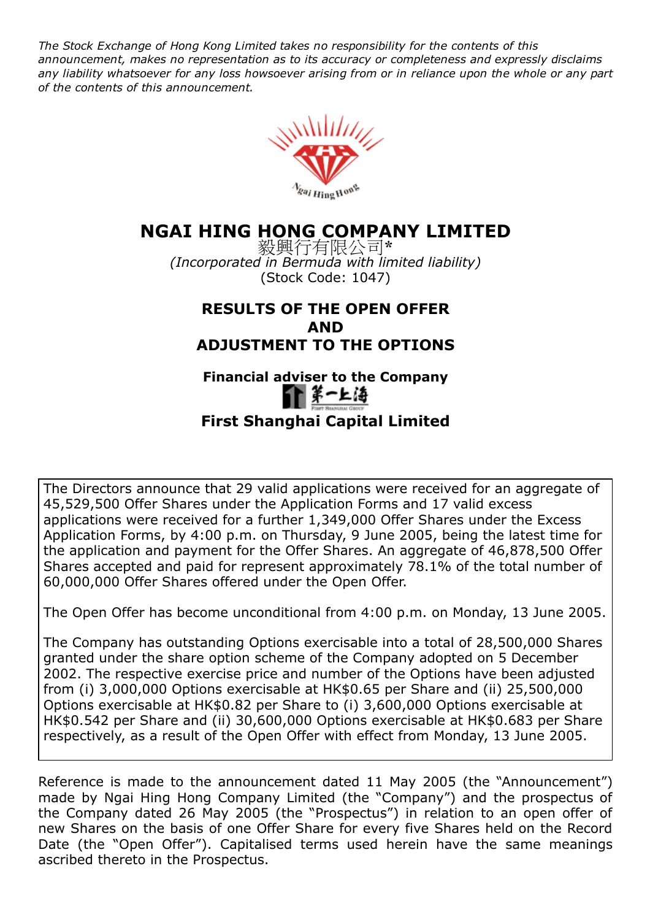*The Stock Exchange of Hong Kong Limited takes no responsibility for the contents of this announcement, makes no representation as to its accuracy or completeness and expressly disclaims any liability whatsoever for any loss howsoever arising from or in reliance upon the whole or any part of the contents of this announcement.*

# NGAI HING HONG COMPANY LIMITED

毅興行有限公司*

*(Incorporated in Bermuda with limited liability)*

(Stock Code: 1047)

## RESULTS OF THE OPEN OFFER AND ADJUSTMENT TO THE OPTIONS

**Financial adviser to the Company**

**First Shanghai Capital Limited**

The Directors announce that 29 valid applications were received for an aggregate of 45,529,500 Offer Shares under the Application Forms and 17 valid excess applications were received for a further 1,349,000 Offer Shares under the Excess Application Forms, by 4:00 p.m. on Thursday, 9 June 2005, being the latest time for the application and payment for the Offer Shares. An aggregate of 46,878,500 Offer Shares accepted and paid for represent approximately 78.1% of the total number of 60,000,000 Offer Shares offered under the Open Offer.

The Open Offer has become unconditional from 4:00 p.m. on Monday, 13 June 2005.

The Company has outstanding Options exercisable into a total of 28,500,000 Shares granted under the share option scheme of the Company adopted on 5 December 2002. The respective exercise price and number of the Options have been adjusted from (i) 3,000,000 Options exercisable at HK$0.65 per Share and (ii) 25,500,000 Options exercisable at HK$0.82 per Share to (i) 3,600,000 Options exercisable at HK$0.542 per Share and (ii) 30,600,000 Options exercisable at HK$0.683 per Share respectively, as a result of the Open Offer with effect from Monday, 13 June 2005.

Reference is made to the announcement dated 11 May 2005 (the "Announcement") made by Ngai Hing Hong Company Limited (the "Company") and the prospectus of the Company dated 26 May 2005 (the "Prospectus") in relation to an open offer of new Shares on the basis of one Offer Share for every five Shares held on the Record Date (the "Open Offer"). Capitalised terms used herein have the same meanings ascribed thereto in the Prospectus.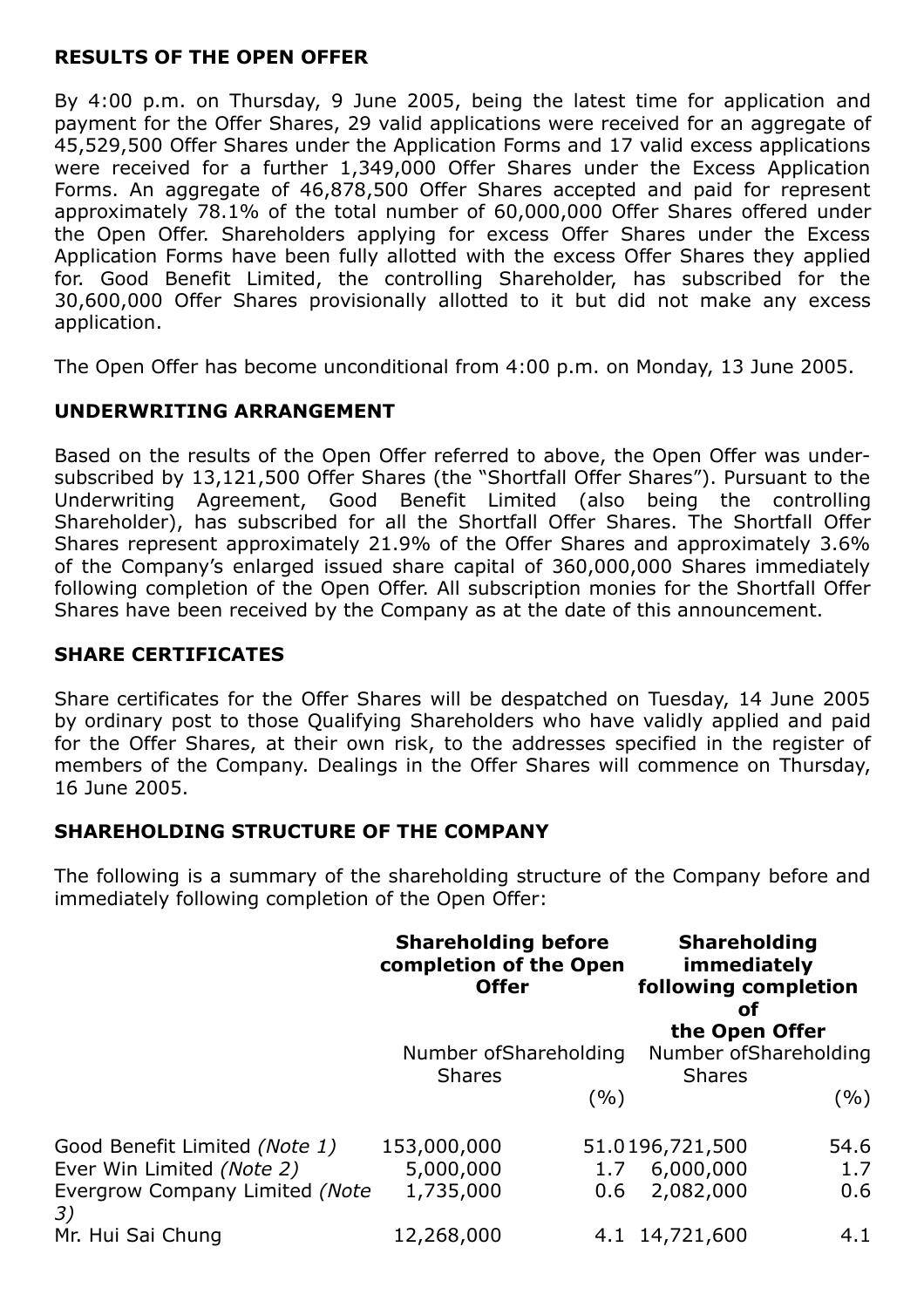## RESULTS OF THE OPEN OFFER

By 4:00 p.m. on Thursday, 9 June 2005, being the latest time for application and payment for the Offer Shares, 29 valid applications were received for an aggregate of 45,529,500 Offer Shares under the Application Forms and 17 valid excess applications were received for a further 1,349,000 Offer Shares under the Excess Application Forms. An aggregate of 46,878,500 Offer Shares accepted and paid for represent approximately 78.1% of the total number of 60,000,000 Offer Shares offered under the Open Offer. Shareholders applying for excess Offer Shares under the Excess Application Forms have been fully allotted with the excess Offer Shares they applied for. Good Benefit Limited, the controlling Shareholder, has subscribed for the 30,600,000 Offer Shares provisionally allotted to it but did not make any excess application.

The Open Offer has become unconditional from 4:00 p.m. on Monday, 13 June 2005.

## UNDERWRITING ARRANGEMENT

Based on the results of the Open Offer referred to above, the Open Offer was under-subscribed by 13,121,500 Offer Shares (the "Shortfall Offer Shares"). Pursuant to the Underwriting Agreement, Good Benefit Limited (also being the controlling Shareholder), has subscribed for all the Shortfall Offer Shares. The Shortfall Offer Shares represent approximately 21.9% of the Offer Shares and approximately 3.6% of the Company's enlarged issued share capital of 360,000,000 Shares immediately following completion of the Open Offer. All subscription monies for the Shortfall Offer Shares have been received by the Company as at the date of this announcement.

## SHARE CERTIFICATES

Share certificates for the Offer Shares will be despatched on Tuesday, 14 June 2005 by ordinary post to those Qualifying Shareholders who have validly applied and paid for the Offer Shares, at their own risk, to the addresses specified in the register of members of the Company. Dealings in the Offer Shares will commence on Thursday, 16 June 2005.

## SHAREHOLDING STRUCTURE OF THE COMPANY

The following is a summary of the shareholding structure of the Company before and immediately following completion of the Open Offer:

| | **Shareholding before completion of the Open Offer** | | **Shareholding immediately following completion of the Open Offer** | |
|---|---|---|---|---|
| | Number of Shares | Shareholding (%) | Number of Shares | Shareholding (%) |
| Good Benefit Limited *(Note 1)* | 153,000,000 | 51.0 | 196,721,500 | 54.6 |
| Ever Win Limited *(Note 2)* | 5,000,000 | 1.7 | 6,000,000 | 1.7 |
| Evergrow Company Limited *(Note 3)* | 1,735,000 | 0.6 | 2,082,000 | 0.6 |
| Mr. Hui Sai Chung | 12,268,000 | 4.1 | 14,721,600 | 4.1 |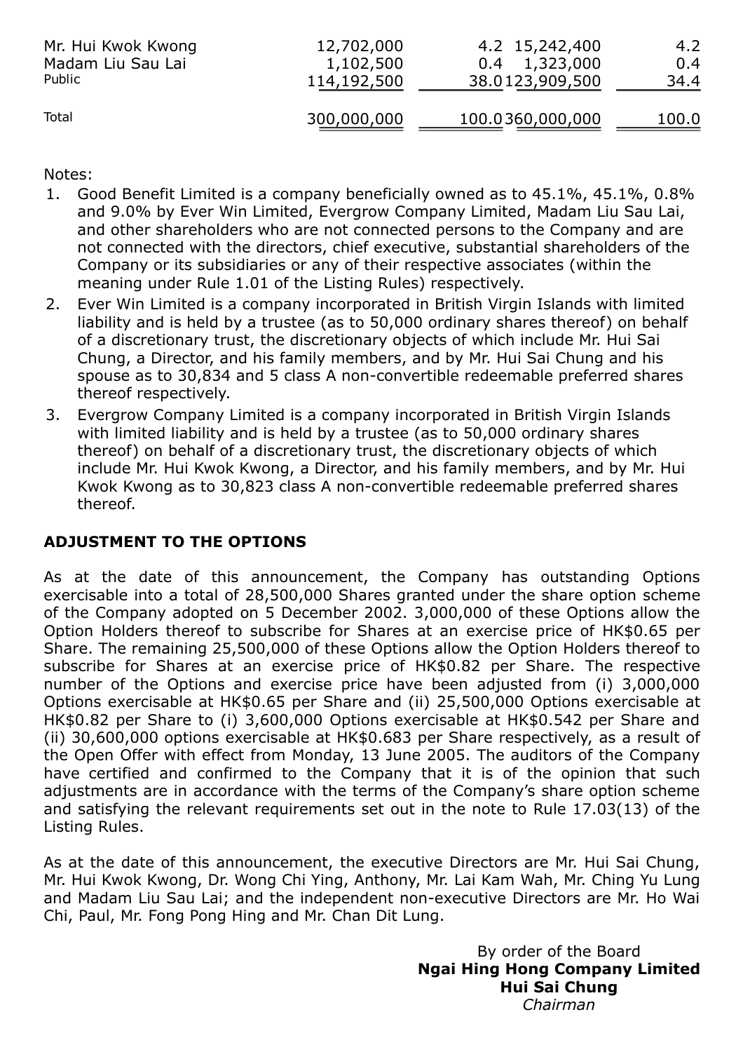| | | | | |
|---|---|---|---|---|
| Mr. Hui Kwok Kwong | 12,702,000 | 4.2 | 15,242,400 | 4.2 |
| Madam Liu Sau Lai | 1,102,500 | 0.4 | 1,323,000 | 0.4 |
| Public | 114,192,500 | 38.0 | 123,909,500 | 34.4 |
| Total | 300,000,000 | 100.0 | 360,000,000 | 100.0 |

Notes:

1. Good Benefit Limited is a company beneficially owned as to 45.1%, 45.1%, 0.8% and 9.0% by Ever Win Limited, Evergrow Company Limited, Madam Liu Sau Lai, and other shareholders who are not connected persons to the Company and are not connected with the directors, chief executive, substantial shareholders of the Company or its subsidiaries or any of their respective associates (within the meaning under Rule 1.01 of the Listing Rules) respectively.
2. Ever Win Limited is a company incorporated in British Virgin Islands with limited liability and is held by a trustee (as to 50,000 ordinary shares thereof) on behalf of a discretionary trust, the discretionary objects of which include Mr. Hui Sai Chung, a Director, and his family members, and by Mr. Hui Sai Chung and his spouse as to 30,834 and 5 class A non-convertible redeemable preferred shares thereof respectively.
3. Evergrow Company Limited is a company incorporated in British Virgin Islands with limited liability and is held by a trustee (as to 50,000 ordinary shares thereof) on behalf of a discretionary trust, the discretionary objects of which include Mr. Hui Kwok Kwong, a Director, and his family members, and by Mr. Hui Kwok Kwong as to 30,823 class A non-convertible redeemable preferred shares thereof.

## ADJUSTMENT TO THE OPTIONS

As at the date of this announcement, the Company has outstanding Options exercisable into a total of 28,500,000 Shares granted under the share option scheme of the Company adopted on 5 December 2002. 3,000,000 of these Options allow the Option Holders thereof to subscribe for Shares at an exercise price of HK$0.65 per Share. The remaining 25,500,000 of these Options allow the Option Holders thereof to subscribe for Shares at an exercise price of HK$0.82 per Share. The respective number of the Options and exercise price have been adjusted from (i) 3,000,000 Options exercisable at HK$0.65 per Share and (ii) 25,500,000 Options exercisable at HK$0.82 per Share to (i) 3,600,000 Options exercisable at HK$0.542 per Share and (ii) 30,600,000 options exercisable at HK$0.683 per Share respectively, as a result of the Open Offer with effect from Monday, 13 June 2005. The auditors of the Company have certified and confirmed to the Company that it is of the opinion that such adjustments are in accordance with the terms of the Company's share option scheme and satisfying the relevant requirements set out in the note to Rule 17.03(13) of the Listing Rules.

As at the date of this announcement, the executive Directors are Mr. Hui Sai Chung, Mr. Hui Kwok Kwong, Dr. Wong Chi Ying, Anthony, Mr. Lai Kam Wah, Mr. Ching Yu Lung and Madam Liu Sau Lai; and the independent non-executive Directors are Mr. Ho Wai Chi, Paul, Mr. Fong Pong Hing and Mr. Chan Dit Lung.

By order of the Board
**Ngai Hing Hong Company Limited**
**Hui Sai Chung**
*Chairman*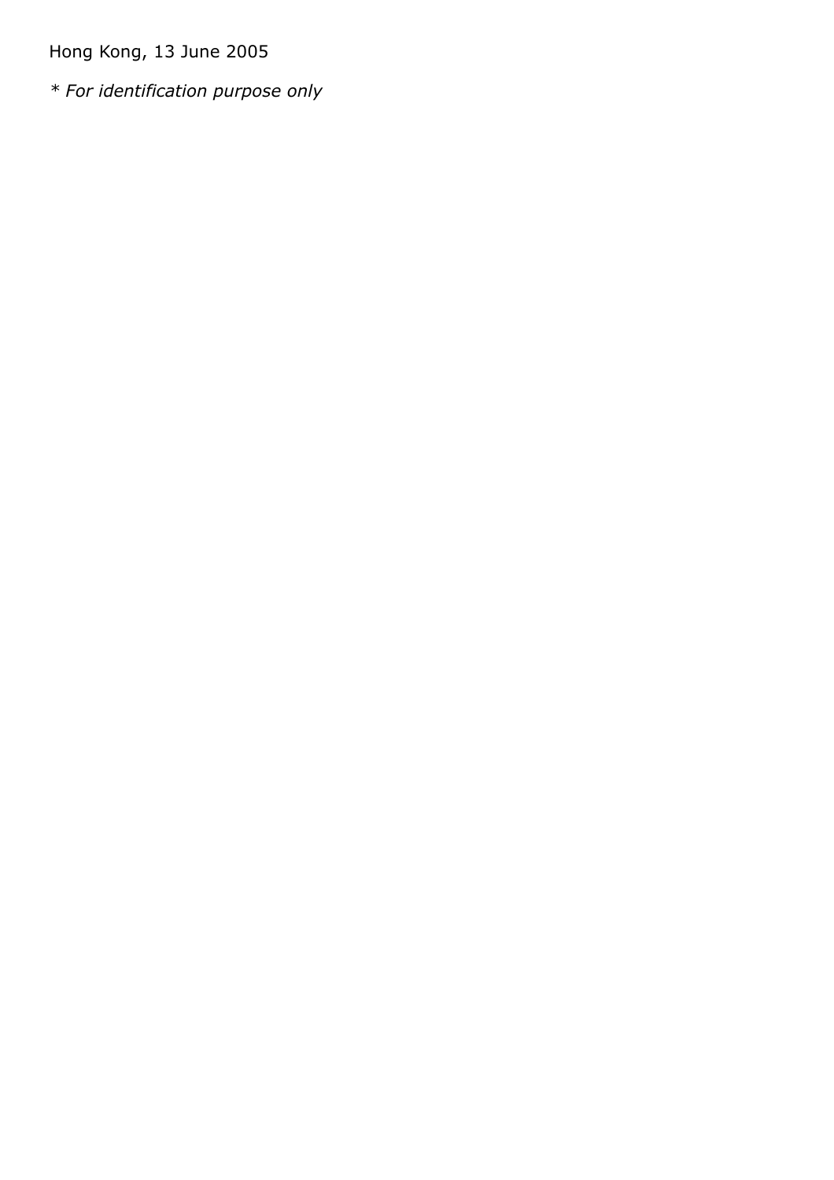Hong Kong, 13 June 2005

*\* For identification purpose only*

Hong Kong, 13 June 2005

*\* For identification purpose only*